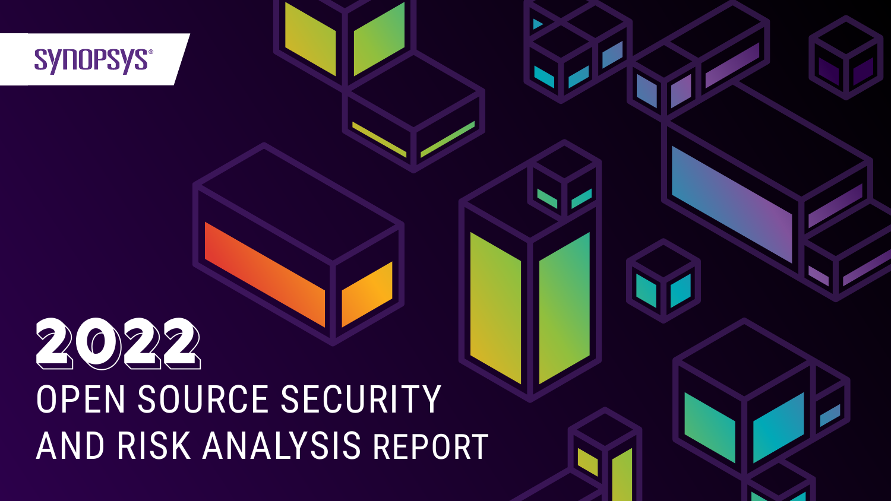SYNOPSYS®

# 2022 OPEN SOURCE SECURITY AND RISK ANALYSIS REPORT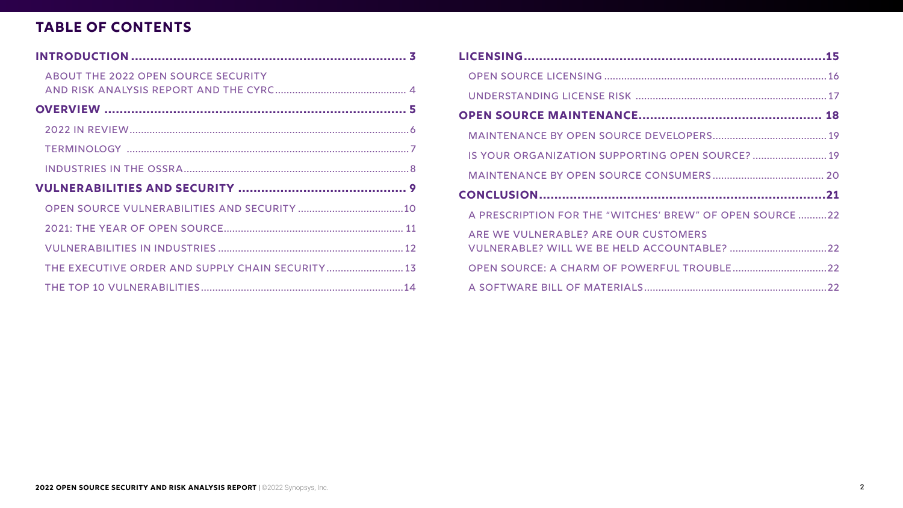## TABLE OF CONTENTS

**INTRODUCTION** ........ 3

- ABOUT THE 2022 OPEN SOURCE SECURITY AND RISK ANALYSIS REPORT AND THE CYRC ........ 4

**OVERVIEW** ........ 5

- 2022 IN REVIEW ........ 6
- TERMINOLOGY ........ 7
- INDUSTRIES IN THE OSSRA ........ 8

**VULNERABILITIES AND SECURITY** ........ 9

- OPEN SOURCE VULNERABILITIES AND SECURITY ........ 10
- 2021: THE YEAR OF OPEN SOURCE ........ 11
- VULNERABILITIES IN INDUSTRIES ........ 12
- THE EXECUTIVE ORDER AND SUPPLY CHAIN SECURITY ........ 13
- THE TOP 10 VULNERABILITIES ........ 14

**LICENSING** ........ 15

- OPEN SOURCE LICENSING ........ 16
- UNDERSTANDING LICENSE RISK ........ 17

**OPEN SOURCE MAINTENANCE** ........ 18

- MAINTENANCE BY OPEN SOURCE DEVELOPERS ........ 19
- IS YOUR ORGANIZATION SUPPORTING OPEN SOURCE? ........ 19
- MAINTENANCE BY OPEN SOURCE CONSUMERS ........ 20

**CONCLUSION** ........ 21

- A PRESCRIPTION FOR THE “WITCHES’ BREW” OF OPEN SOURCE ........ 22
- ARE WE VULNERABLE? ARE OUR CUSTOMERS VULNERABLE? WILL WE BE HELD ACCOUNTABLE? ........ 22
- OPEN SOURCE: A CHARM OF POWERFUL TROUBLE ........ 22
- A SOFTWARE BILL OF MATERIALS ........ 22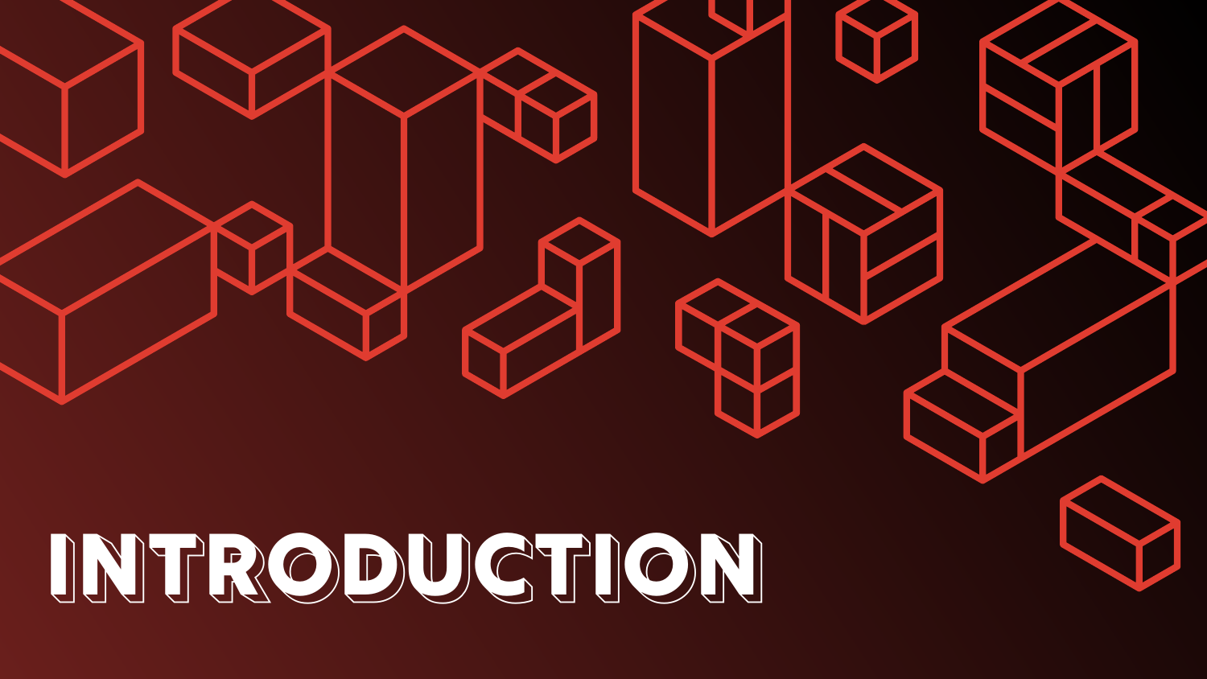# INTRODUCTION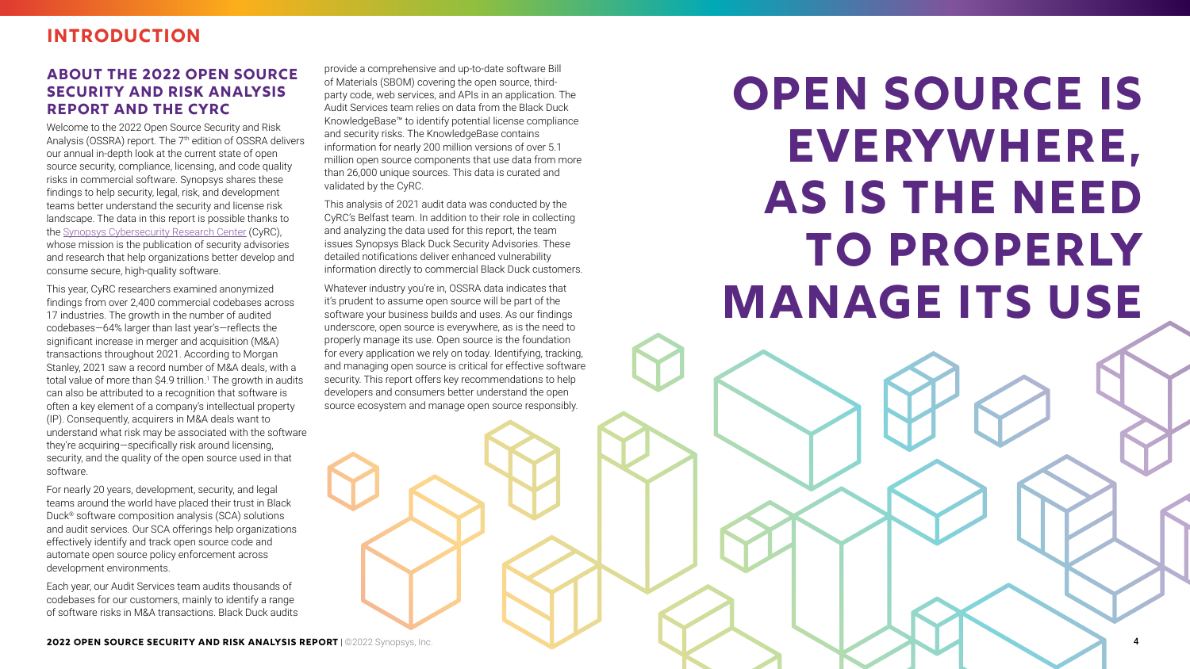# INTRODUCTION

## ABOUT THE 2022 OPEN SOURCE SECURITY AND RISK ANALYSIS REPORT AND THE CYRC

Welcome to the 2022 Open Source Security and Risk Analysis (OSSRA) report. The 7th edition of OSSRA delivers our annual in-depth look at the current state of open source security, compliance, licensing, and code quality risks in commercial software. Synopsys shares these findings to help security, legal, risk, and development teams better understand the security and license risk landscape. The data in this report is possible thanks to the Synopsys Cybersecurity Research Center (CyRC), whose mission is the publication of security advisories and research that help organizations better develop and consume secure, high-quality software.

This year, CyRC researchers examined anonymized findings from over 2,400 commercial codebases across 17 industries. The growth in the number of audited codebases—64% larger than last year's—reflects the significant increase in merger and acquisition (M&A) transactions throughout 2021. According to Morgan Stanley, 2021 saw a record number of M&A deals, with a total value of more than $4.9 trillion.[1] The growth in audits can also be attributed to a recognition that software is often a key element of a company's intellectual property (IP). Consequently, acquirers in M&A deals want to understand what risk may be associated with the software they're acquiring—specifically risk around licensing, security, and the quality of the open source used in that software.

For nearly 20 years, development, security, and legal teams around the world have placed their trust in Black Duck® software composition analysis (SCA) solutions and audit services. Our SCA offerings help organizations effectively identify and track open source code and automate open source policy enforcement across development environments.

Each year, our Audit Services team audits thousands of codebases for our customers, mainly to identify a range of software risks in M&A transactions. Black Duck audits provide a comprehensive and up-to-date software Bill of Materials (SBOM) covering the open source, third-party code, web services, and APIs in an application. The Audit Services team relies on data from the Black Duck KnowledgeBase™ to identify potential license compliance and security risks. The KnowledgeBase contains information for nearly 200 million versions of over 5.1 million open source components that use data from more than 26,000 unique sources. This data is curated and validated by the CyRC.

This analysis of 2021 audit data was conducted by the CyRC's Belfast team. In addition to their role in collecting and analyzing the data used for this report, the team issues Synopsys Black Duck Security Advisories. These detailed notifications deliver enhanced vulnerability information directly to commercial Black Duck customers.

Whatever industry you're in, OSSRA data indicates that it's prudent to assume open source will be part of the software your business builds and uses. As our findings underscore, open source is everywhere, as is the need to properly manage its use. Open source is the foundation for every application we rely on today. Identifying, tracking, and managing open source is critical for effective software security. This report offers key recommendations to help developers and consumers better understand the open source ecosystem and manage open source responsibly.

# OPEN SOURCE IS EVERYWHERE, AS IS THE NEED TO PROPERLY MANAGE ITS USE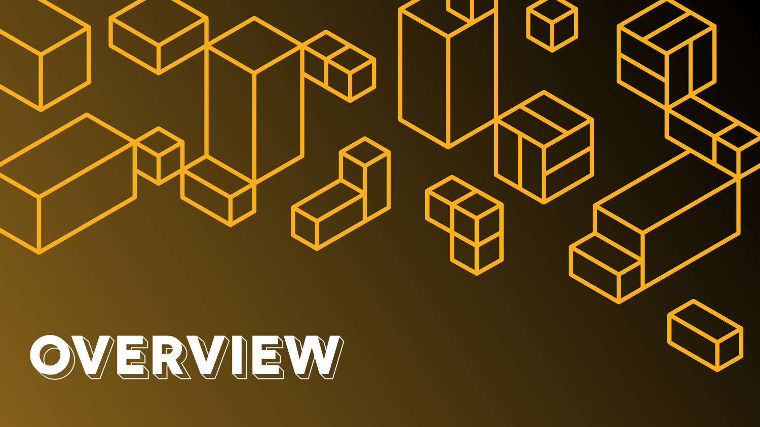# OVERVIEW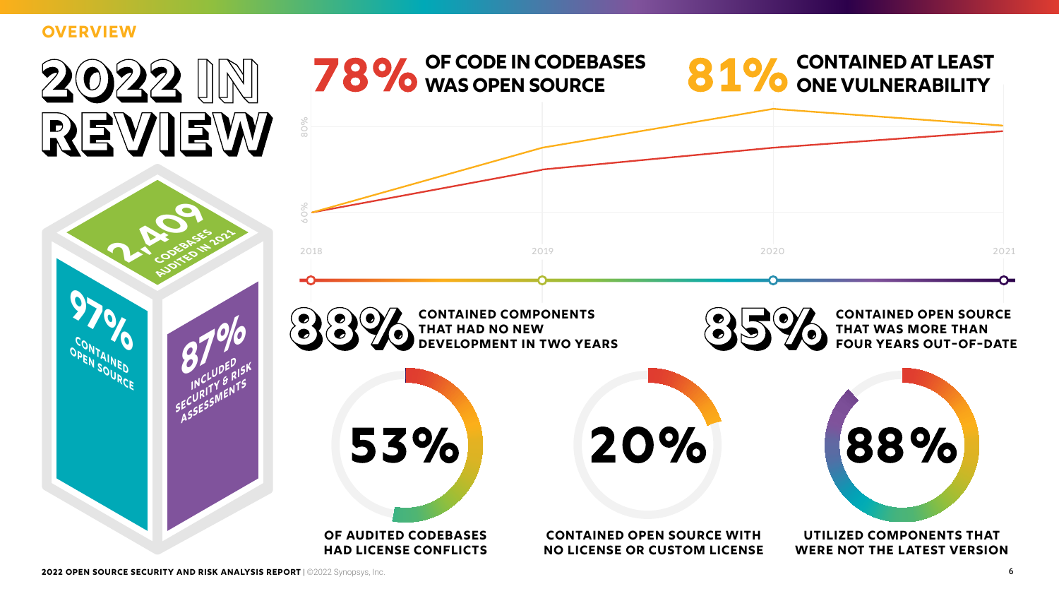OVERVIEW

# 2022 IN REVIEW

**2,409** CODEBASES AUDITED IN 2021

**97%** CONTAINED OPEN SOURCE

**87%** INCLUDED SECURITY & RISK ASSESSMENTS

**78%** OF CODE IN CODEBASES WAS OPEN SOURCE

**81%** CONTAINED AT LEAST ONE VULNERABILITY

80%

60%

2018 2019 2020 2021

**88%** CONTAINED COMPONENTS THAT HAD NO NEW DEVELOPMENT IN TWO YEARS

**85%** CONTAINED OPEN SOURCE THAT WAS MORE THAN FOUR YEARS OUT-OF-DATE

**53%** OF AUDITED CODEBASES HAD LICENSE CONFLICTS

**20%** CONTAINED OPEN SOURCE WITH NO LICENSE OR CUSTOM LICENSE

**88%** UTILIZED COMPONENTS THAT WERE NOT THE LATEST VERSION

**2022 OPEN SOURCE SECURITY AND RISK ANALYSIS REPORT** | ©2022 Synopsys, Inc.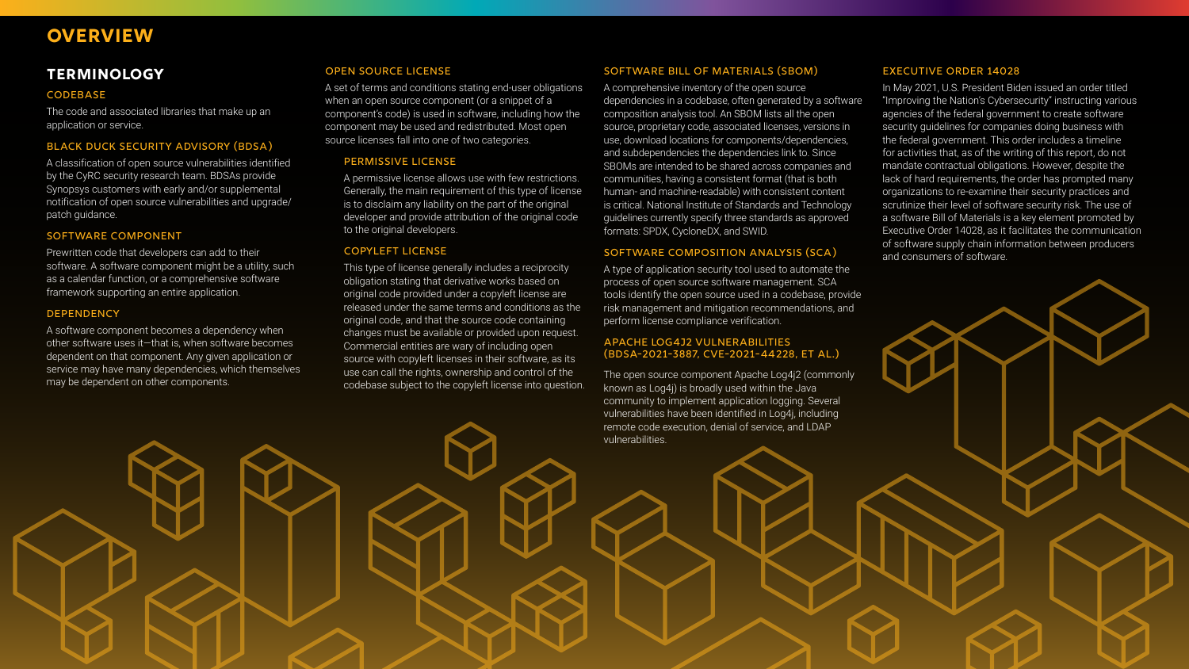# OVERVIEW

## TERMINOLOGY

### CODEBASE

The code and associated libraries that make up an application or service.

### BLACK DUCK SECURITY ADVISORY (BDSA)

A classification of open source vulnerabilities identified by the CyRC security research team. BDSAs provide Synopsys customers with early and/or supplemental notification of open source vulnerabilities and upgrade/patch guidance.

### SOFTWARE COMPONENT

Prewritten code that developers can add to their software. A software component might be a utility, such as a calendar function, or a comprehensive software framework supporting an entire application.

### DEPENDENCY

A software component becomes a dependency when other software uses it—that is, when software becomes dependent on that component. Any given application or service may have many dependencies, which themselves may be dependent on other components.

### OPEN SOURCE LICENSE

A set of terms and conditions stating end-user obligations when an open source component (or a snippet of a component's code) is used in software, including how the component may be used and redistributed. Most open source licenses fall into one of two categories.

#### PERMISSIVE LICENSE

A permissive license allows use with few restrictions. Generally, the main requirement of this type of license is to disclaim any liability on the part of the original developer and provide attribution of the original code to the original developers.

#### COPYLEFT LICENSE

This type of license generally includes a reciprocity obligation stating that derivative works based on original code provided under a copyleft license are released under the same terms and conditions as the original code, and that the source code containing changes must be available or provided upon request. Commercial entities are wary of including open source with copyleft licenses in their software, as its use can call the rights, ownership and control of the codebase subject to the copyleft license into question.

### SOFTWARE BILL OF MATERIALS (SBOM)

A comprehensive inventory of the open source dependencies in a codebase, often generated by a software composition analysis tool. An SBOM lists all the open source, proprietary code, associated licenses, versions in use, download locations for components/dependencies, and subdependencies the dependencies link to. Since SBOMs are intended to be shared across companies and communities, having a consistent format (that is both human- and machine-readable) with consistent content is critical. National Institute of Standards and Technology guidelines currently specify three standards as approved formats: SPDX, CycloneDX, and SWID.

### SOFTWARE COMPOSITION ANALYSIS (SCA)

A type of application security tool used to automate the process of open source software management. SCA tools identify the open source used in a codebase, provide risk management and mitigation recommendations, and perform license compliance verification.

### APACHE LOG4J2 VULNERABILITIES (BDSA-2021-3887, CVE-2021-44228, ET AL.)

The open source component Apache Log4j2 (commonly known as Log4j) is broadly used within the Java community to implement application logging. Several vulnerabilities have been identified in Log4j, including remote code execution, denial of service, and LDAP vulnerabilities.

### EXECUTIVE ORDER 14028

In May 2021, U.S. President Biden issued an order titled "Improving the Nation's Cybersecurity" instructing various agencies of the federal government to create software security guidelines for companies doing business with the federal government. This order includes a timeline for activities that, as of the writing of this report, do not mandate contractual obligations. However, despite the lack of hard requirements, the order has prompted many organizations to re-examine their security practices and scrutinize their level of software security risk. The use of a software Bill of Materials is a key element promoted by Executive Order 14028, as it facilitates the communication of software supply chain information between producers and consumers of software.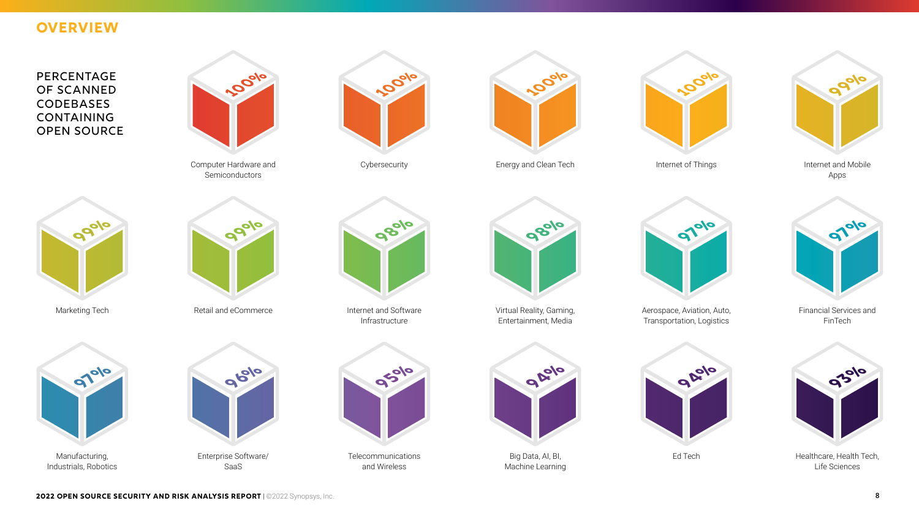## OVERVIEW

### PERCENTAGE OF SCANNED CODEBASES CONTAINING OPEN SOURCE

| Industry | Percentage |
| --- | --- |
| Computer Hardware and Semiconductors | 100% |
| Cybersecurity | 100% |
| Energy and Clean Tech | 100% |
| Internet of Things | 100% |
| Internet and Mobile Apps | 99% |
| Marketing Tech | 99% |
| Retail and eCommerce | 99% |
| Internet and Software Infrastructure | 98% |
| Virtual Reality, Gaming, Entertainment, Media | 98% |
| Aerospace, Aviation, Auto, Transportation, Logistics | 97% |
| Financial Services and FinTech | 97% |
| Manufacturing, Industrials, Robotics | 97% |
| Enterprise Software/SaaS | 96% |
| Telecommunications and Wireless | 95% |
| Big Data, AI, BI, Machine Learning | 94% |
| Ed Tech | 94% |
| Healthcare, Health Tech, Life Sciences | 93% |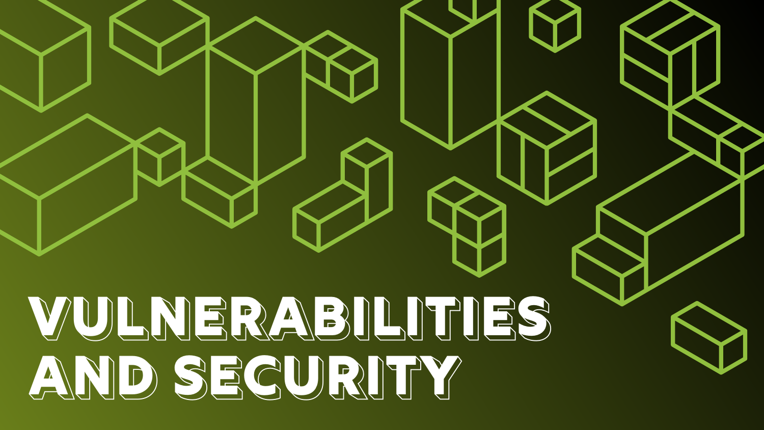# VULNERABILITIES AND SECURITY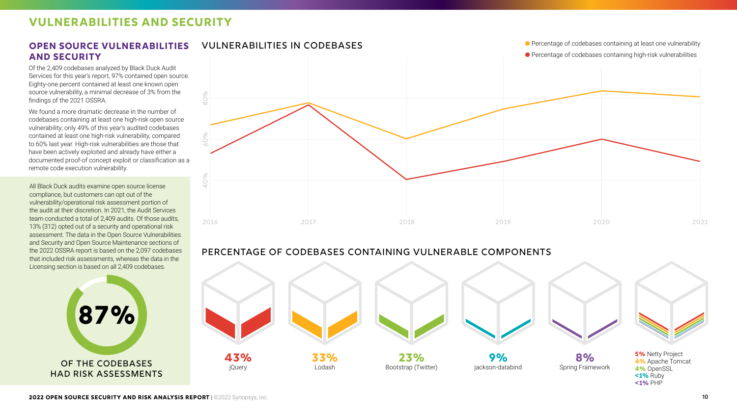# VULNERABILITIES AND SECURITY

## OPEN SOURCE VULNERABILITIES AND SECURITY

Of the 2,409 codebases analyzed by Black Duck Audit Services for this year's report, 97% contained open source. Eighty-one percent contained at least one known open source vulnerability, a minimal decrease of 3% from the findings of the 2021 OSSRA.

We found a more dramatic decrease in the number of codebases containing at least one high-risk open source vulnerability; only 49% of this year's audited codebases contained at least one high-risk vulnerability, compared to 60% last year. High-risk vulnerabilities are those that have been actively exploited and already have either a documented proof-of concept exploit or classification as a remote code execution vulnerability.

All Black Duck audits examine open source license compliance, but customers can opt out of the vulnerability/operational risk assessment portion of the audit at their discretion. In 2021, the Audit Services team conducted a total of 2,409 audits. Of those audits, 13% (312) opted out of a security and operational risk assessment. The data in the Open Source Vulnerabilities and Security and Open Source Maintenance sections of the 2022 OSSRA report is based on the 2,097 codebases that included risk assessments, whereas the data in the Licensing section is based on all 2,409 codebases.

**87%**

OF THE CODEBASES HAD RISK ASSESSMENTS

## VULNERABILITIES IN CODEBASES

- Percentage of codebases containing at least one vulnerability
- Percentage of codebases containing high-risk vulnerabilities

## PERCENTAGE OF CODEBASES CONTAINING VULNERABLE COMPONENTS

**43%** jQuery

**33%** Lodash

**23%** Bootstrap (Twitter)

**9%** jackson-databind

**8%** Spring Framework

**5%** Netty Project
**4%** Apache Tomcat
**4%** OpenSSL
**<1%** Ruby
**<1%** PHP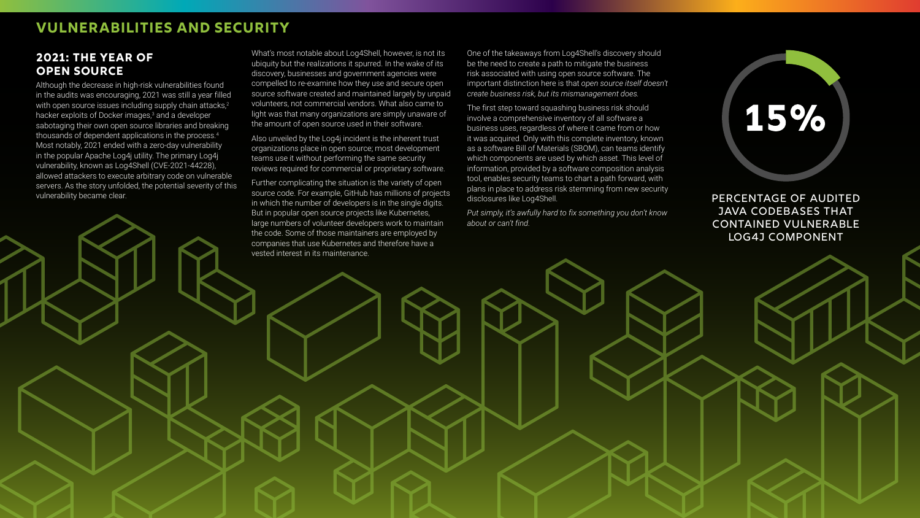# VULNERABILITIES AND SECURITY

## 2021: THE YEAR OF OPEN SOURCE

Although the decrease in high-risk vulnerabilities found in the audits was encouraging, 2021 was still a year filled with open source issues including supply chain attacks,[2] hacker exploits of Docker images,[3] and a developer sabotaging their own open source libraries and breaking thousands of dependent applications in the process.[4] Most notably, 2021 ended with a zero-day vulnerability in the popular Apache Log4j utility. The primary Log4j vulnerability, known as Log4Shell (CVE-2021-44228), allowed attackers to execute arbitrary code on vulnerable servers. As the story unfolded, the potential severity of this vulnerability became clear.

What's most notable about Log4Shell, however, is not its ubiquity but the realizations it spurred. In the wake of its discovery, businesses and government agencies were compelled to re-examine how they use and secure open source software created and maintained largely by unpaid volunteers, not commercial vendors. What also came to light was that many organizations are simply unaware of the amount of open source used in their software.

Also unveiled by the Log4j incident is the inherent trust organizations place in open source; most development teams use it without performing the same security reviews required for commercial or proprietary software.

Further complicating the situation is the variety of open source code. For example, GitHub has millions of projects in which the number of developers is in the single digits. But in popular open source projects like Kubernetes, large numbers of volunteer developers work to maintain the code. Some of those maintainers are employed by companies that use Kubernetes and therefore have a vested interest in its maintenance.

One of the takeaways from Log4Shell's discovery should be the need to create a path to mitigate the business risk associated with using open source software. The important distinction here is that *open source itself doesn't create business risk, but its mismanagement does.*

The first step toward squashing business risk should involve a comprehensive inventory of all software a business uses, regardless of where it came from or how it was acquired. Only with this complete inventory, known as a software Bill of Materials (SBOM), can teams identify which components are used by which asset. This level of information, provided by a software composition analysis tool, enables security teams to chart a path forward, with plans in place to address risk stemming from new security disclosures like Log4Shell.

*Put simply, it's awfully hard to fix something you don't know about or can't find.*

**15%**

PERCENTAGE OF AUDITED JAVA CODEBASES THAT CONTAINED VULNERABLE LOG4J COMPONENT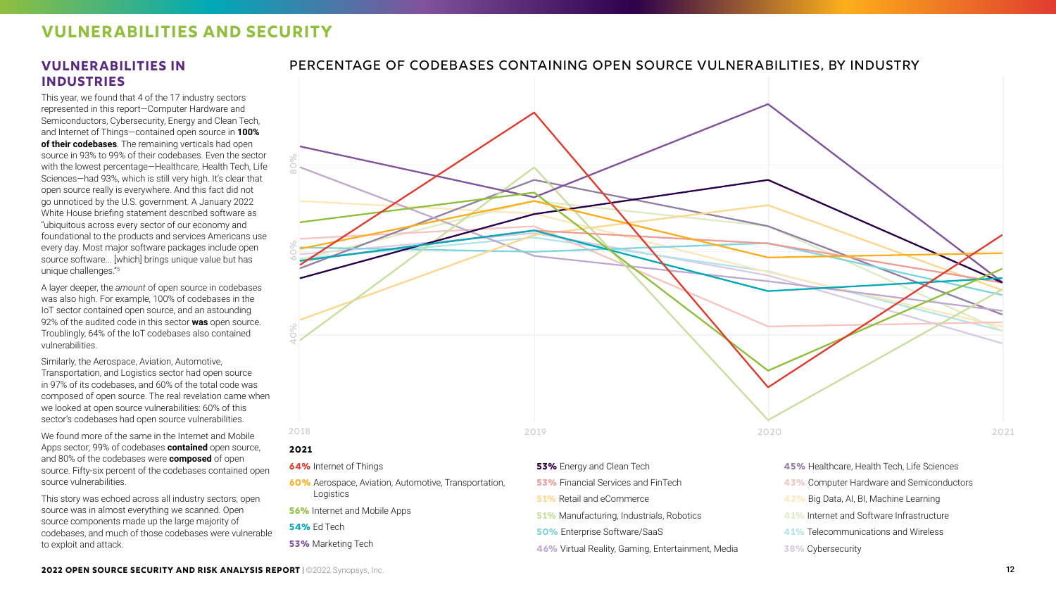# VULNERABILITIES AND SECURITY

## VULNERABILITIES IN INDUSTRIES

This year, we found that 4 of the 17 industry sectors represented in this report—Computer Hardware and Semiconductors, Cybersecurity, Energy and Clean Tech, and Internet of Things—contained open source in **100% of their codebases**. The remaining verticals had open source in 93% to 99% of their codebases. Even the sector with the lowest percentage—Healthcare, Health Tech, Life Sciences—had 93%, which is still very high. It's clear that open source really is everywhere. And this fact did not go unnoticed by the U.S. government. A January 2022 White House briefing statement described software as "ubiquitous across every sector of our economy and foundational to the products and services Americans use every day. Most major software packages include open source software... [which] brings unique value but has unique challenges."[5]

A layer deeper, the *amount* of open source in codebases was also high. For example, 100% of codebases in the IoT sector contained open source, and an astounding 92% of the audited code in this sector **was** open source. Troublingly, 64% of the IoT codebases also contained vulnerabilities.

Similarly, the Aerospace, Aviation, Automotive, Transportation, and Logistics sector had open source in 97% of its codebases, and 60% of the total code was composed of open source. The real revelation came when we looked at open source vulnerabilities: 60% of this sector's codebases had open source vulnerabilities.

We found more of the same in the Internet and Mobile Apps sector; 99% of codebases **contained** open source, and 80% of the codebases were **composed** of open source. Fifty-six percent of the codebases contained open source vulnerabilities.

This story was echoed across all industry sectors; open source was in almost everything we scanned. Open source components made up the large majority of codebases, and much of those codebases were vulnerable to exploit and attack.

### PERCENTAGE OF CODEBASES CONTAINING OPEN SOURCE VULNERABILITIES, BY INDUSTRY

**2021**

- **64%** Internet of Things
- **60%** Aerospace, Aviation, Automotive, Transportation, Logistics
- **56%** Internet and Mobile Apps
- **54%** Ed Tech
- **53%** Marketing Tech
- **53%** Energy and Clean Tech
- **53%** Financial Services and FinTech
- **51%** Retail and eCommerce
- **51%** Manufacturing, Industrials, Robotics
- **50%** Enterprise Software/SaaS
- **46%** Virtual Reality, Gaming, Entertainment, Media
- **45%** Healthcare, Health Tech, Life Sciences
- **43%** Computer Hardware and Semiconductors
- **42%** Big Data, AI, BI, Machine Learning
- **41%** Internet and Software Infrastructure
- **41%** Telecommunications and Wireless
- **38%** Cybersecurity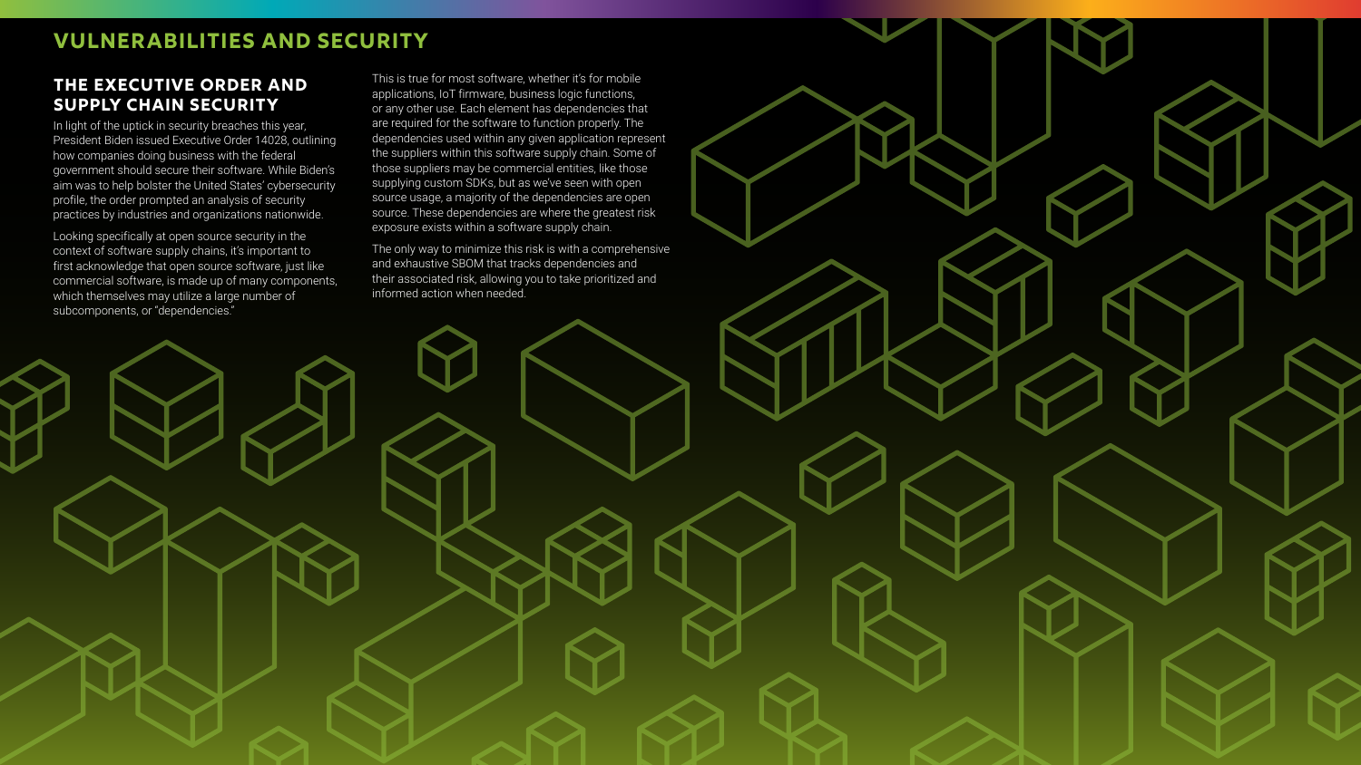# VULNERABILITIES AND SECURITY

## THE EXECUTIVE ORDER AND SUPPLY CHAIN SECURITY

In light of the uptick in security breaches this year, President Biden issued Executive Order 14028, outlining how companies doing business with the federal government should secure their software. While Biden's aim was to help bolster the United States' cybersecurity profile, the order prompted an analysis of security practices by industries and organizations nationwide.

Looking specifically at open source security in the context of software supply chains, it's important to first acknowledge that open source software, just like commercial software, is made up of many components, which themselves may utilize a large number of subcomponents, or "dependencies."

This is true for most software, whether it's for mobile applications, IoT firmware, business logic functions, or any other use. Each element has dependencies that are required for the software to function properly. The dependencies used within any given application represent the suppliers within this software supply chain. Some of those suppliers may be commercial entities, like those supplying custom SDKs, but as we've seen with open source usage, a majority of the dependencies are open source. These dependencies are where the greatest risk exposure exists within a software supply chain.

The only way to minimize this risk is with a comprehensive and exhaustive SBOM that tracks dependencies and their associated risk, allowing you to take prioritized and informed action when needed.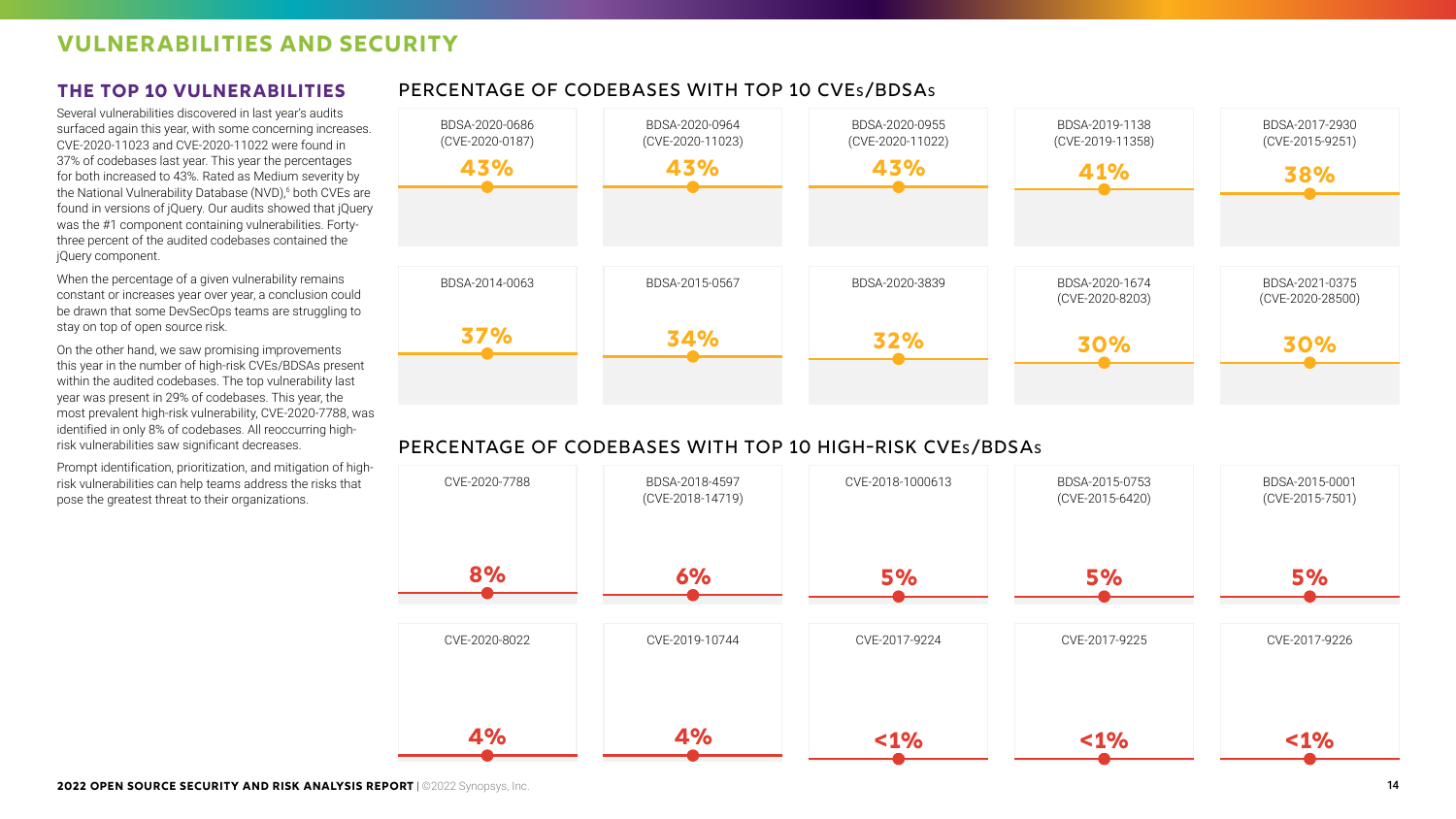# VULNERABILITIES AND SECURITY

## THE TOP 10 VULNERABILITIES

Several vulnerabilities discovered in last year's audits surfaced again this year, with some concerning increases. CVE-2020-11023 and CVE-2020-11022 were found in 37% of codebases last year. This year the percentages for both increased to 43%. Rated as Medium severity by the National Vulnerability Database (NVD),[6] both CVEs are found in versions of jQuery. Our audits showed that jQuery was the #1 component containing vulnerabilities. Forty-three percent of the audited codebases contained the jQuery component.

When the percentage of a given vulnerability remains constant or increases year over year, a conclusion could be drawn that some DevSecOps teams are struggling to stay on top of open source risk.

On the other hand, we saw promising improvements this year in the number of high-risk CVEs/BDSAs present within the audited codebases. The top vulnerability last year was present in 29% of codebases. This year, the most prevalent high-risk vulnerability, CVE-2020-7788, was identified in only 8% of codebases. All reoccurring high-risk vulnerabilities saw significant decreases.

Prompt identification, prioritization, and mitigation of high-risk vulnerabilities can help teams address the risks that pose the greatest threat to their organizations.

### PERCENTAGE OF CODEBASES WITH TOP 10 CVEs/BDSAs

| Vulnerability | Percentage |
|---|---|
| BDSA-2020-0686 (CVE-2020-0187) | 43% |
| BDSA-2020-0964 (CVE-2020-11023) | 43% |
| BDSA-2020-0955 (CVE-2020-11022) | 43% |
| BDSA-2019-1138 (CVE-2019-11358) | 41% |
| BDSA-2017-2930 (CVE-2015-9251) | 38% |
| BDSA-2014-0063 | 37% |
| BDSA-2015-0567 | 34% |
| BDSA-2020-3839 | 32% |
| BDSA-2020-1674 (CVE-2020-8203) | 30% |
| BDSA-2021-0375 (CVE-2020-28500) | 30% |

### PERCENTAGE OF CODEBASES WITH TOP 10 HIGH-RISK CVEs/BDSAs

| Vulnerability | Percentage |
|---|---|
| CVE-2020-7788 | 8% |
| BDSA-2018-4597 (CVE-2018-14719) | 6% |
| CVE-2018-1000613 | 5% |
| BDSA-2015-0753 (CVE-2015-6420) | 5% |
| BDSA-2015-0001 (CVE-2015-7501) | 5% |
| CVE-2020-8022 | 4% |
| CVE-2019-10744 | 4% |
| CVE-2017-9224 | <1% |
| CVE-2017-9225 | <1% |
| CVE-2017-9226 | <1% |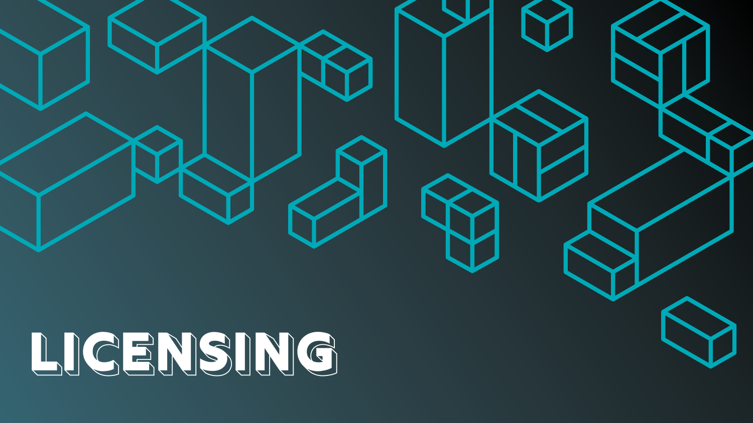# LICENSING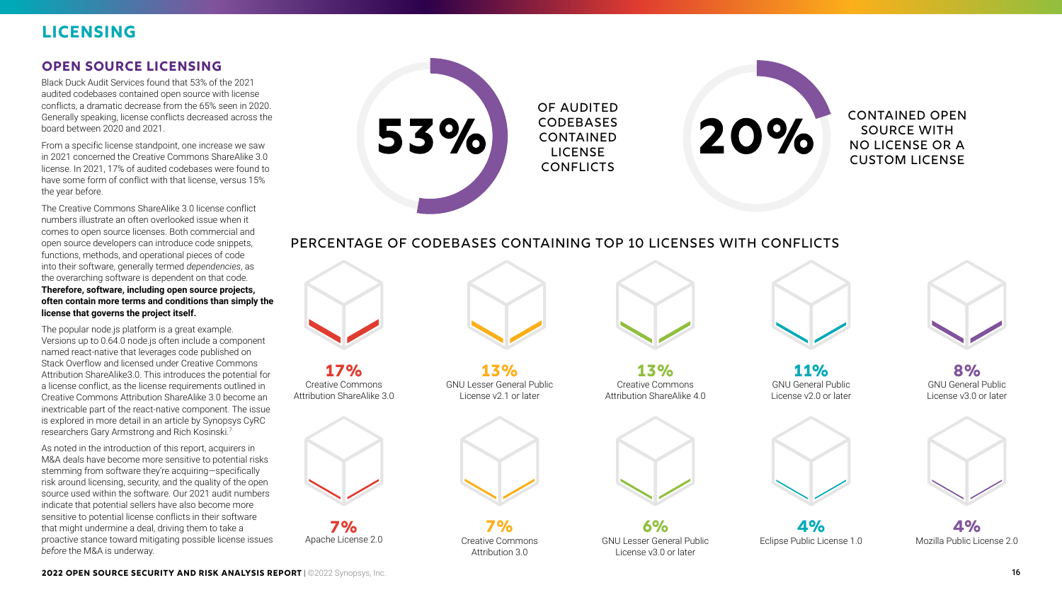# LICENSING

## OPEN SOURCE LICENSING

Black Duck Audit Services found that 53% of the 2021 audited codebases contained open source with license conflicts, a dramatic decrease from the 65% seen in 2020. Generally speaking, license conflicts decreased across the board between 2020 and 2021.

From a specific license standpoint, one increase we saw in 2021 concerned the Creative Commons ShareAlike 3.0 license. In 2021, 17% of audited codebases were found to have some form of conflict with that license, versus 15% the year before.

The Creative Commons ShareAlike 3.0 license conflict numbers illustrate an often overlooked issue when it comes to open source licenses. Both commercial and open source developers can introduce code snippets, functions, methods, and operational pieces of code into their software, generally termed *dependencies*, as the overarching software is dependent on that code. **Therefore, software, including open source projects, often contain more terms and conditions than simply the license that governs the project itself.**

The popular node.js platform is a great example. Versions up to 0.64.0 node.js often include a component named react-native that leverages code published on Stack Overflow and licensed under Creative Commons Attribution ShareAlike3.0. This introduces the potential for a license conflict, as the license requirements outlined in Creative Commons Attribution ShareAlike 3.0 become an inextricable part of the react-native component. The issue is explored in more detail in an article by Synopsys CyRC researchers Gary Armstrong and Rich Kosinski.[7]

As noted in the introduction of this report, acquirers in M&A deals have become more sensitive to potential risks stemming from software they're acquiring—specifically risk around licensing, security, and the quality of the open source used within the software. Our 2021 audit numbers indicate that potential sellers have also become more sensitive to potential license conflicts in their software that might undermine a deal, driving them to take a proactive stance toward mitigating possible license issues *before* the M&A is underway.

**53%** OF AUDITED CODEBASES CONTAINED LICENSE CONFLICTS

**20%** CONTAINED OPEN SOURCE WITH NO LICENSE OR A CUSTOM LICENSE

### PERCENTAGE OF CODEBASES CONTAINING TOP 10 LICENSES WITH CONFLICTS

| Percentage | License |
| --- | --- |
| 17% | Creative Commons Attribution ShareAlike 3.0 |
| 13% | GNU Lesser General Public License v2.1 or later |
| 13% | Creative Commons Attribution ShareAlike 4.0 |
| 11% | GNU General Public License v2.0 or later |
| 8% | GNU General Public License v3.0 or later |
| 7% | Apache License 2.0 |
| 7% | Creative Commons Attribution 3.0 |
| 6% | GNU Lesser General Public License v3.0 or later |
| 4% | Eclipse Public License 1.0 |
| 4% | Mozilla Public License 2.0 |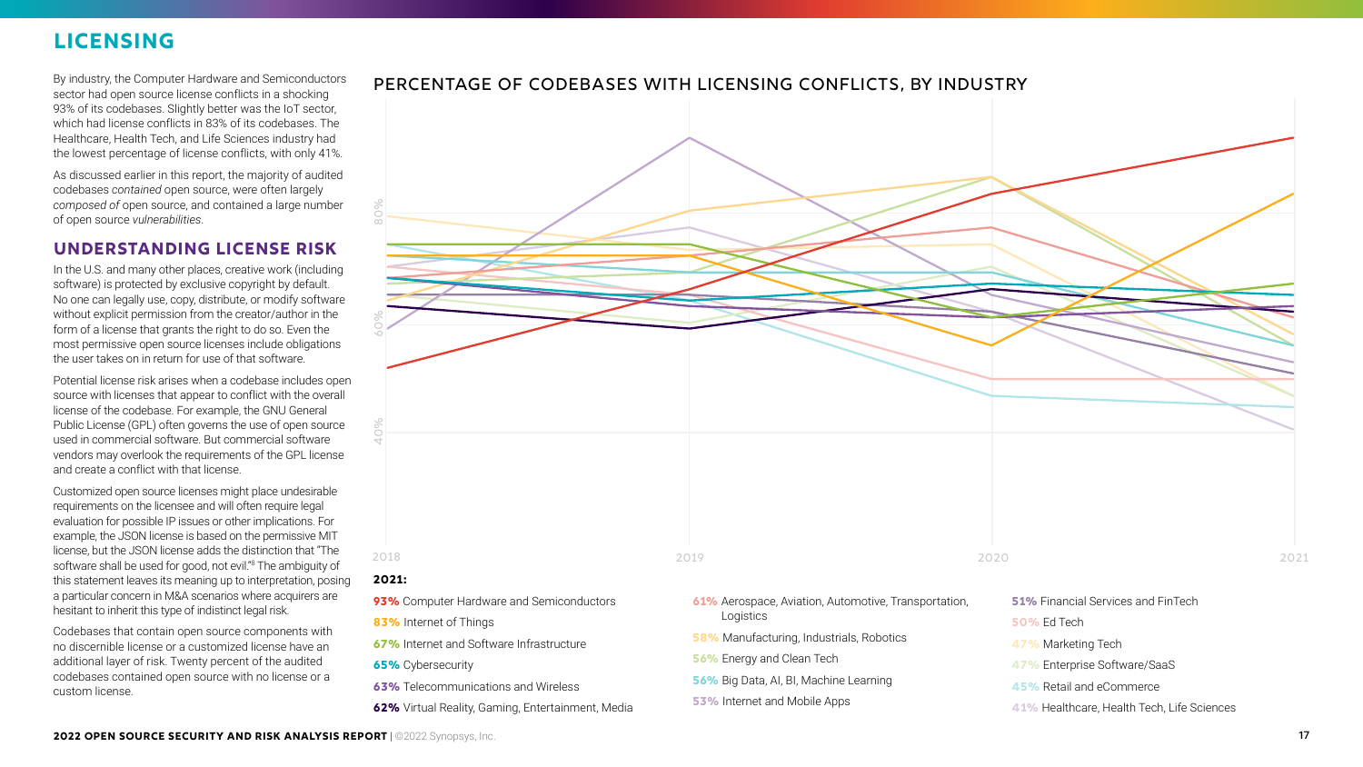# LICENSING

By industry, the Computer Hardware and Semiconductors sector had open source license conflicts in a shocking 93% of its codebases. Slightly better was the IoT sector, which had license conflicts in 83% of its codebases. The Healthcare, Health Tech, and Life Sciences industry had the lowest percentage of license conflicts, with only 41%.

As discussed earlier in this report, the majority of audited codebases *contained* open source, were often largely *composed of* open source, and contained a large number of open source *vulnerabilities*.

## UNDERSTANDING LICENSE RISK

In the U.S. and many other places, creative work (including software) is protected by exclusive copyright by default. No one can legally use, copy, distribute, or modify software without explicit permission from the creator/author in the form of a license that grants the right to do so. Even the most permissive open source licenses include obligations the user takes on in return for use of that software.

Potential license risk arises when a codebase includes open source with licenses that appear to conflict with the overall license of the codebase. For example, the GNU General Public License (GPL) often governs the use of open source used in commercial software. But commercial software vendors may overlook the requirements of the GPL license and create a conflict with that license.

Customized open source licenses might place undesirable requirements on the licensee and will often require legal evaluation for possible IP issues or other implications. For example, the JSON license is based on the permissive MIT license, but the JSON license adds the distinction that "The software shall be used for good, not evil."[8] The ambiguity of this statement leaves its meaning up to interpretation, posing a particular concern in M&A scenarios where acquirers are hesitant to inherit this type of indistinct legal risk.

Codebases that contain open source components with no discernible license or a customized license have an additional layer of risk. Twenty percent of the audited codebases contained open source with no license or a custom license.

## PERCENTAGE OF CODEBASES WITH LICENSING CONFLICTS, BY INDUSTRY

**2021:**

- 93% Computer Hardware and Semiconductors
- 83% Internet of Things
- 67% Internet and Software Infrastructure
- 65% Cybersecurity
- 63% Telecommunications and Wireless
- 62% Virtual Reality, Gaming, Entertainment, Media
- 61% Aerospace, Aviation, Automotive, Transportation, Logistics
- 58% Manufacturing, Industrials, Robotics
- 56% Energy and Clean Tech
- 56% Big Data, AI, BI, Machine Learning
- 53% Internet and Mobile Apps
- 51% Financial Services and FinTech
- 50% Ed Tech
- 47% Marketing Tech
- 47% Enterprise Software/SaaS
- 45% Retail and eCommerce
- 41% Healthcare, Health Tech, Life Sciences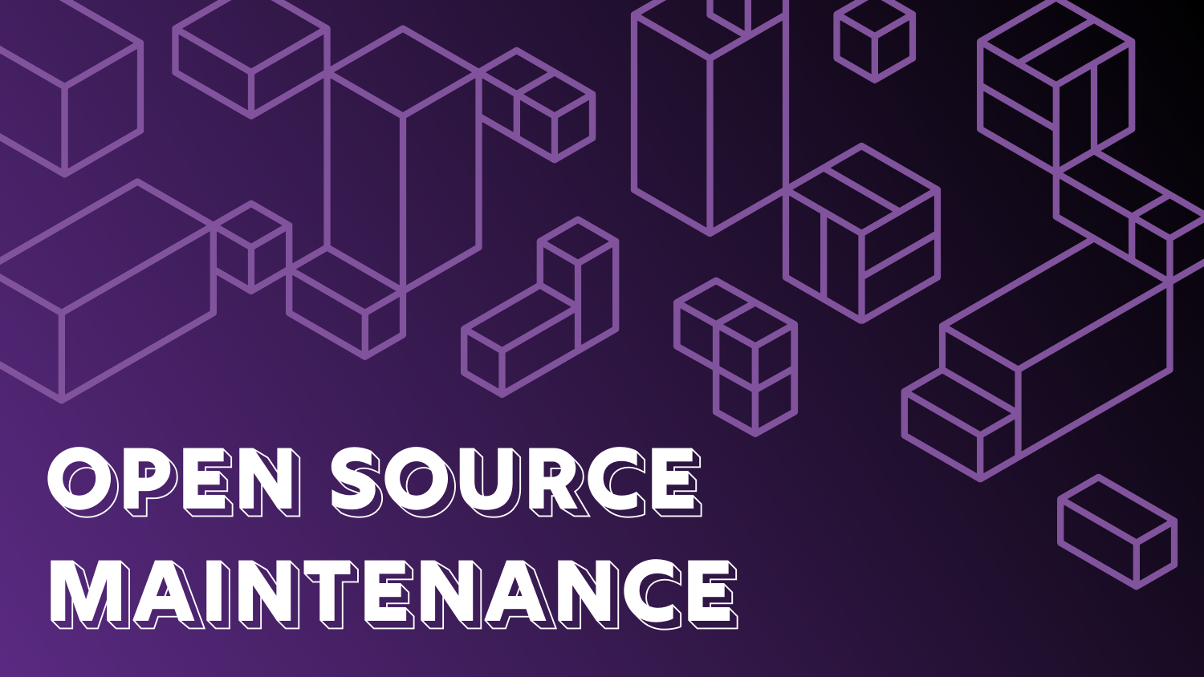# OPEN SOURCE MAINTENANCE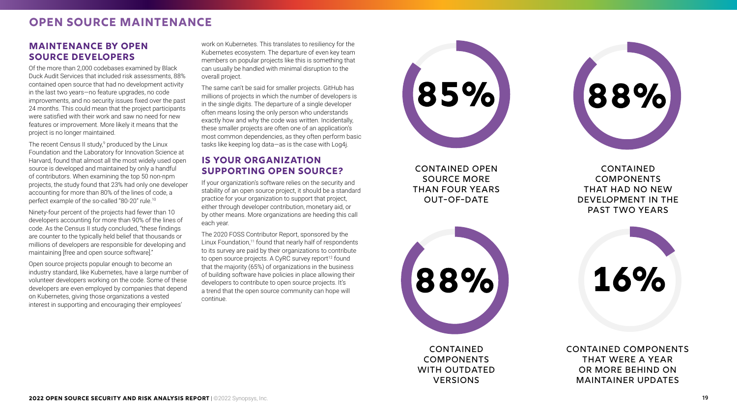# OPEN SOURCE MAINTENANCE

## MAINTENANCE BY OPEN SOURCE DEVELOPERS

Of the more than 2,000 codebases examined by Black Duck Audit Services that included risk assessments, 88% contained open source that had no development activity in the last two years—no feature upgrades, no code improvements, and no security issues fixed over the past 24 months. This could mean that the project participants were satisfied with their work and saw no need for new features or improvement. More likely it means that the project is no longer maintained.

The recent Census II study,[9] produced by the Linux Foundation and the Laboratory for Innovation Science at Harvard, found that almost all the most widely used open source is developed and maintained by only a handful of contributors. When examining the top 50 non-npm projects, the study found that 23% had only one developer accounting for more than 80% of the lines of code, a perfect example of the so-called "80-20" rule.[10]

Ninety-four percent of the projects had fewer than 10 developers accounting for more than 90% of the lines of code. As the Census II study concluded, "these findings are counter to the typically held belief that thousands or millions of developers are responsible for developing and maintaining [free and open source software]."

Open source projects popular enough to become an industry standard, like Kubernetes, have a large number of volunteer developers working on the code. Some of these developers are even employed by companies that depend on Kubernetes, giving those organizations a vested interest in supporting and encouraging their employees' work on Kubernetes. This translates to resiliency for the Kubernetes ecosystem. The departure of even key team members on popular projects like this is something that can usually be handled with minimal disruption to the overall project.

The same can't be said for smaller projects. GitHub has millions of projects in which the number of developers is in the single digits. The departure of a single developer often means losing the only person who understands exactly how and why the code was written. Incidentally, these smaller projects are often one of an application's most common dependencies, as they often perform basic tasks like keeping log data—as is the case with Log4j.

## IS YOUR ORGANIZATION SUPPORTING OPEN SOURCE?

If your organization's software relies on the security and stability of an open source project, it should be a standard practice for your organization to support that project, either through developer contribution, monetary aid, or by other means. More organizations are heeding this call each year.

The 2020 FOSS Contributor Report, sponsored by the Linux Foundation,[11] found that nearly half of respondents to its survey are paid by their organizations to contribute to open source projects. A CyRC survey report[12] found that the majority (65%) of organizations in the business of building software have policies in place allowing their developers to contribute to open source projects. It's a trend that the open source community can hope will continue.

**85%** CONTAINED OPEN SOURCE MORE THAN FOUR YEARS OUT-OF-DATE

**88%** CONTAINED COMPONENTS THAT HAD NO NEW DEVELOPMENT IN THE PAST TWO YEARS

**88%** CONTAINED COMPONENTS WITH OUTDATED VERSIONS

**16%** CONTAINED COMPONENTS THAT WERE A YEAR OR MORE BEHIND ON MAINTAINER UPDATES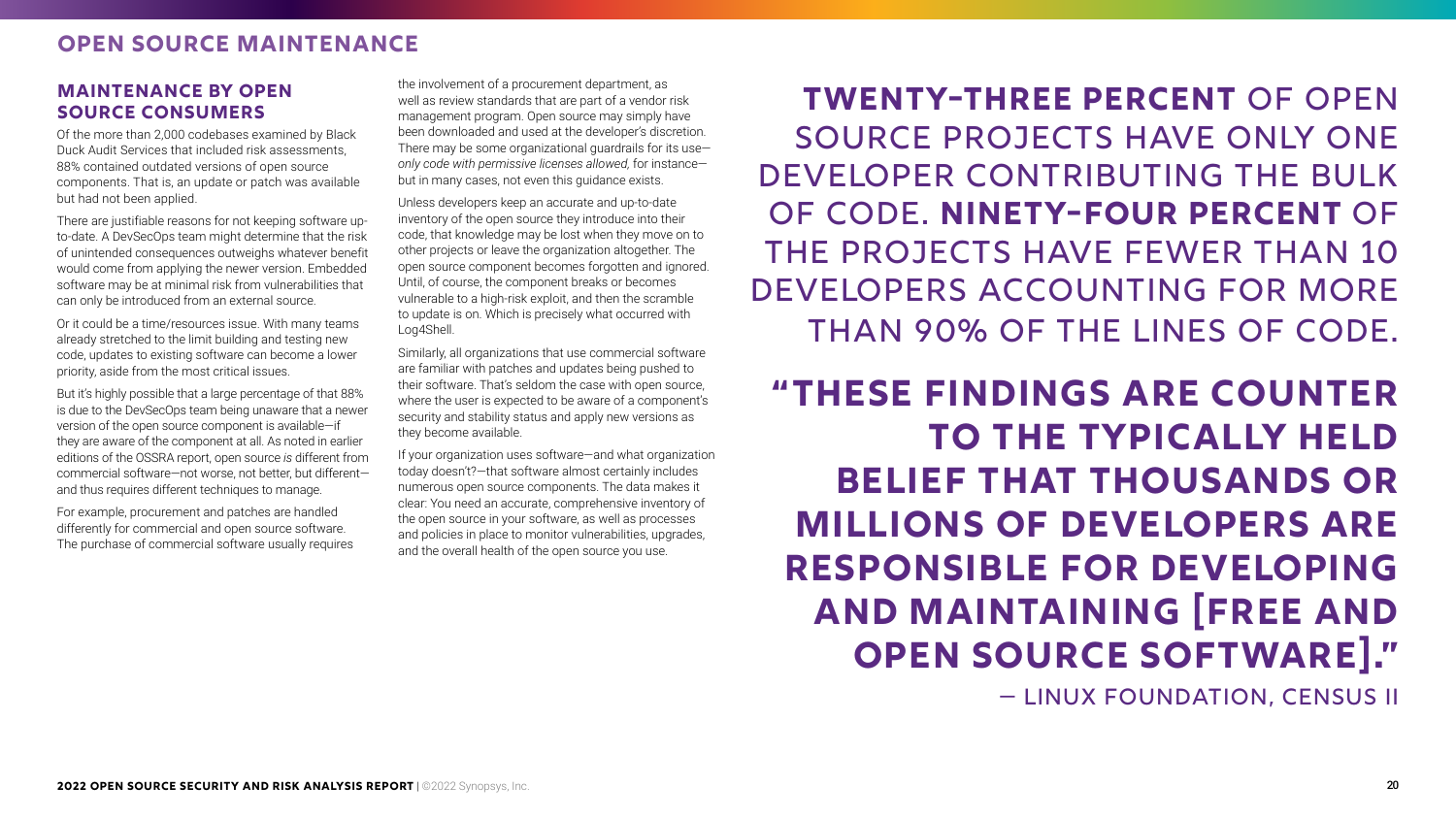# OPEN SOURCE MAINTENANCE

## MAINTENANCE BY OPEN SOURCE CONSUMERS

Of the more than 2,000 codebases examined by Black Duck Audit Services that included risk assessments, 88% contained outdated versions of open source components. That is, an update or patch was available but had not been applied.

There are justifiable reasons for not keeping software up-to-date. A DevSecOps team might determine that the risk of unintended consequences outweighs whatever benefit would come from applying the newer version. Embedded software may be at minimal risk from vulnerabilities that can only be introduced from an external source.

Or it could be a time/resources issue. With many teams already stretched to the limit building and testing new code, updates to existing software can become a lower priority, aside from the most critical issues.

But it's highly possible that a large percentage of that 88% is due to the DevSecOps team being unaware that a newer version of the open source component is available—if they are aware of the component at all. As noted in earlier editions of the OSSRA report, open source *is* different from commercial software—not worse, not better, but different—and thus requires different techniques to manage.

For example, procurement and patches are handled differently for commercial and open source software. The purchase of commercial software usually requires the involvement of a procurement department, as well as review standards that are part of a vendor risk management program. Open source may simply have been downloaded and used at the developer's discretion. There may be some organizational guardrails for its use—*only code with permissive licenses allowed,* for instance—but in many cases, not even this guidance exists.

Unless developers keep an accurate and up-to-date inventory of the open source they introduce into their code, that knowledge may be lost when they move on to other projects or leave the organization altogether. The open source component becomes forgotten and ignored. Until, of course, the component breaks or becomes vulnerable to a high-risk exploit, and then the scramble to update is on. Which is precisely what occurred with Log4Shell.

Similarly, all organizations that use commercial software are familiar with patches and updates being pushed to their software. That's seldom the case with open source, where the user is expected to be aware of a component's security and stability status and apply new versions as they become available.

If your organization uses software—and what organization today doesn't?—that software almost certainly includes numerous open source components. The data makes it clear: You need an accurate, comprehensive inventory of the open source in your software, as well as processes and policies in place to monitor vulnerabilities, upgrades, and the overall health of the open source you use.

**TWENTY-THREE PERCENT** OF OPEN SOURCE PROJECTS HAVE ONLY ONE DEVELOPER CONTRIBUTING THE BULK OF CODE. **NINETY-FOUR PERCENT** OF THE PROJECTS HAVE FEWER THAN 10 DEVELOPERS ACCOUNTING FOR MORE THAN 90% OF THE LINES OF CODE.

**"THESE FINDINGS ARE COUNTER TO THE TYPICALLY HELD BELIEF THAT THOUSANDS OR MILLIONS OF DEVELOPERS ARE RESPONSIBLE FOR DEVELOPING AND MAINTAINING [FREE AND OPEN SOURCE SOFTWARE]."**

— LINUX FOUNDATION, CENSUS II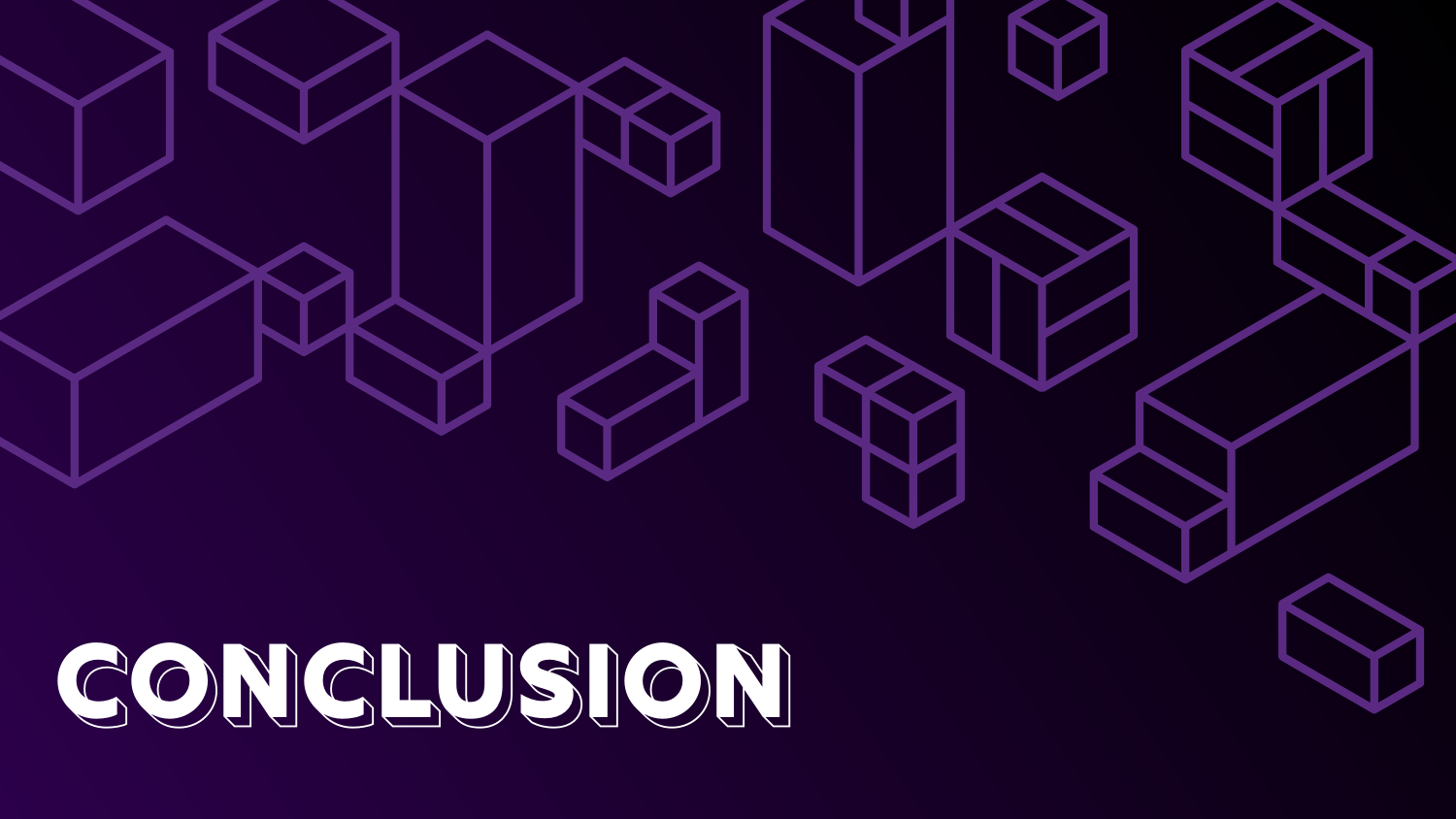# CONCLUSION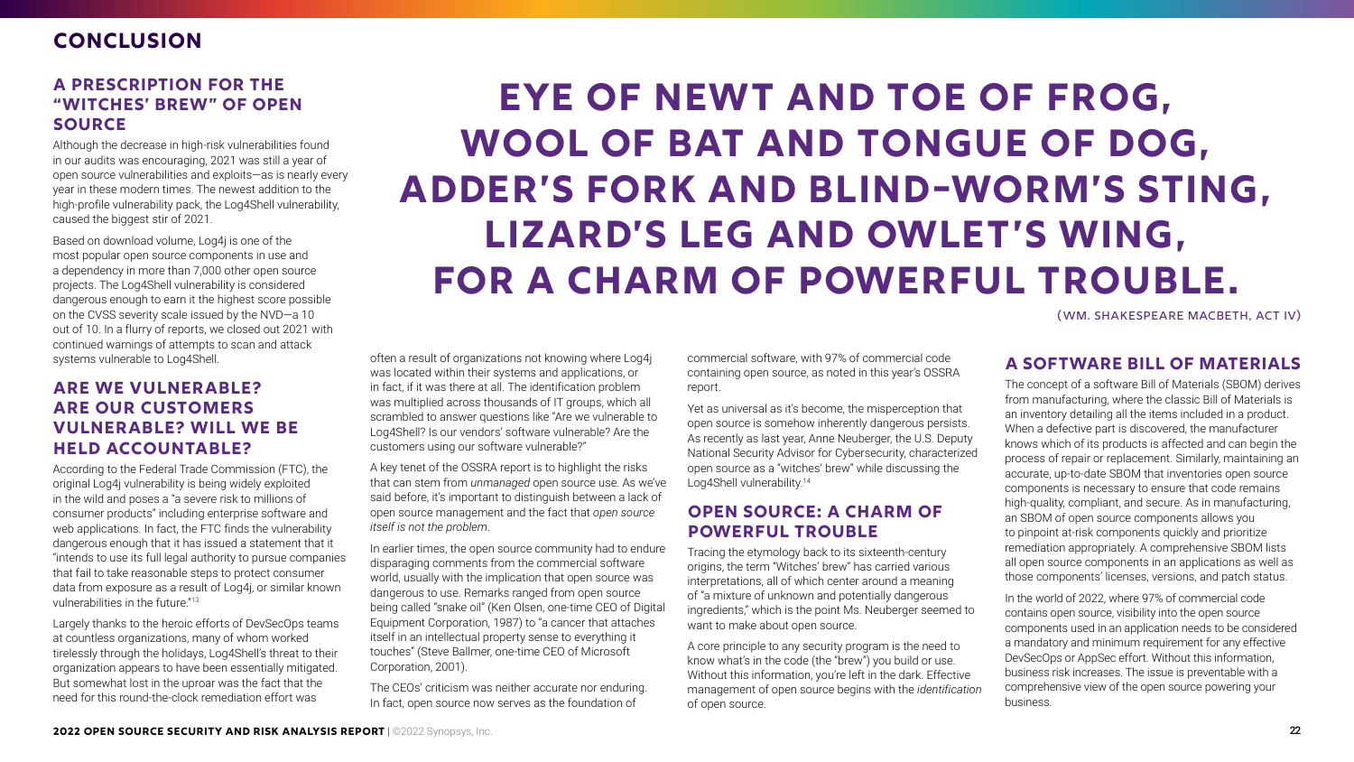# CONCLUSION

## A PRESCRIPTION FOR THE "WITCHES' BREW" OF OPEN SOURCE

Although the decrease in high-risk vulnerabilities found in our audits was encouraging, 2021 was still a year of open source vulnerabilities and exploits—as is nearly every year in these modern times. The newest addition to the high-profile vulnerability pack, the Log4Shell vulnerability, caused the biggest stir of 2021.

Based on download volume, Log4j is one of the most popular open source components in use and a dependency in more than 7,000 other open source projects. The Log4Shell vulnerability is considered dangerous enough to earn it the highest score possible on the CVSS severity scale issued by the NVD—a 10 out of 10. In a flurry of reports, we closed out 2021 with continued warnings of attempts to scan and attack systems vulnerable to Log4Shell.

**EYE OF NEWT AND TOE OF FROG, WOOL OF BAT AND TONGUE OF DOG, ADDER'S FORK AND BLIND-WORM'S STING, LIZARD'S LEG AND OWLET'S WING, FOR A CHARM OF POWERFUL TROUBLE.**

(WM. SHAKESPEARE MACBETH, ACT IV)

## ARE WE VULNERABLE? ARE OUR CUSTOMERS VULNERABLE? WILL WE BE HELD ACCOUNTABLE?

According to the Federal Trade Commission (FTC), the original Log4j vulnerability is being widely exploited in the wild and poses a "a severe risk to millions of consumer products" including enterprise software and web applications. In fact, the FTC finds the vulnerability dangerous enough that it has issued a statement that it "intends to use its full legal authority to pursue companies that fail to take reasonable steps to protect consumer data from exposure as a result of Log4j, or similar known vulnerabilities in the future."[13]

Largely thanks to the heroic efforts of DevSecOps teams at countless organizations, many of whom worked tirelessly through the holidays, Log4Shell's threat to their organization appears to have been essentially mitigated. But somewhat lost in the uproar was the fact that the need for this round-the-clock remediation effort was often a result of organizations not knowing where Log4j was located within their systems and applications, or in fact, if it was there at all. The identification problem was multiplied across thousands of IT groups, which all scrambled to answer questions like "Are we vulnerable to Log4Shell? Are our vendors' software vulnerable? Are the customers using our software vulnerable?"

A key tenet of the OSSRA report is to highlight the risks that can stem from *unmanaged* open source usage. As we've said before, it's important to distinguish between a lack of open source management and the fact that *open source itself is not the problem*.

In earlier times, the open source community had to endure disparaging comments from the commercial software world, usually with the implication that open source was dangerous to use. Remarks ranged from open source being called "snake oil" (Ken Olsen, one-time CEO of Digital Equipment Corporation, 1987) to "a cancer that attaches itself in an intellectual property sense to everything it touches" (Steve Ballmer, one-time CEO of Microsoft Corporation, 2001).

The CEOs' criticism was neither accurate nor enduring. In fact, open source now serves as the foundation of commercial software, with 97% of commercial code containing open source, as noted in this year's OSSRA report.

Yet as universal as it's become, the misperception that open source is somehow inherently dangerous persists. As recently as last year, Anne Neuberger, the U.S. Deputy National Security Advisor for Cybersecurity, characterized open source as a "witches' brew" while discussing the Log4Shell vulnerability.[14]

## OPEN SOURCE: A CHARM OF POWERFUL TROUBLE

Tracing the etymology back to its sixteenth-century origins, the term "Witches' brew" has carried various interpretations, all of which center around a meaning of "a mixture of unknown and potentially dangerous ingredients," which is the point Ms. Neuberger seemed to want to make about open source.

A core principle to any security program is the need to know what's in the code (the "brew") you build or use. Without this information, you're left in the dark. Effective management of open source begins with the *identification* of open source.

## A SOFTWARE BILL OF MATERIALS

The concept of a software Bill of Materials (SBOM) derives from manufacturing, where the classic Bill of Materials is an inventory detailing all the items included in a product. When a defective part is discovered, the manufacturer knows which of its products is affected and can begin the process of repair or replacement. Similarly, maintaining an accurate, up-to-date SBOM that inventories open source components is necessary to ensure that code remains high-quality, compliant, and secure. As in manufacturing, an SBOM of open source components allows you to pinpoint at-risk components quickly and prioritize remediation appropriately. A comprehensive SBOM lists all open source components in an applications as well as those components' licenses, versions, and patch status.

In the world of 2022, where 97% of commercial code contains open source, visibility into the open source components used in an application needs to be considered a mandatory and minimum requirement for any effective DevSecOps or AppSec effort. Without this information, business risk increases. The issue is preventable with a comprehensive view of the open source powering your business.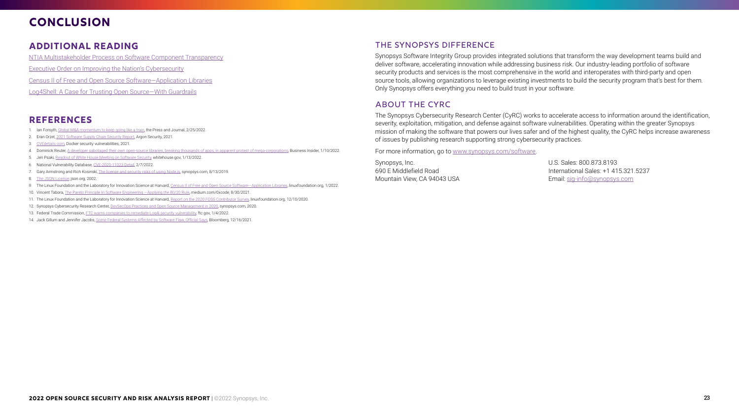# CONCLUSION

## ADDITIONAL READING

NTIA Multistakeholder Process on Software Component Transparency

Executive Order on Improving the Nation's Cybersecurity

Census II of Free and Open Source Software—Application Libraries

Log4Shell: A Case for Trusting Open Source—With Guardrails

## REFERENCES

1. Ian Forsyth, Global M&A momentum to keep going like a train, the Press and Journal, 2/25/2022.
2. Eran Orzel, 2021 Software Supply Chain Security Report, Argon Security, 2021.
3. CVEdetails.com, Docker security vulnerabilities, 2021.
4. Dominick Reuter, A developer sabotaged their own open-source libraries, breaking thousands of apps, in apparent protest of mega-corporations, Business Insider, 1/10/2022.
5. Jen Psaki, Readout of White House Meeting on Software Security, whitehouse.gov, 1/13/2022.
6. National Vulnerability Database, CVE-2020-11023 Detail, 2/7/2022.
7. Gary Armstrong and Rich Kosinski, The license and security risks of using Node.js, synopsys.com, 8/13/2019.
8. The JSON License, json.org, 2002.
9. The Linux Foundation and the Laboratory for Innovation Science at Harvard, Census II of Free and Open Source Software—Application Libraries, linuxfoundation.org, 1/2022.
10. Vincent Tabora, The Pareto Principle In Software Engineering —Applying the 80/20 Rule, medium.com/0xcode, 8/30/2021.
11. The Linux Foundation and the Laboratory for Innovation Science at Harvard, Report on the 2020 FOSS Contributor Survey, linuxfoundation.org, 12/10/2020.
12. Synopsys Cybersecurity Research Center, DevSecOps Practices and Open Source Management in 2020, synopsys.com, 2020.
13. Federal Trade Commission, FTC warns companies to remediate Log4j security vulnerability, ftc.gov, 1/4/2022.
14. Jack Gillum and Jennifer Jacobs, Some Federal Systems Affected by Software Flaw, Official Says, Bloomberg, 12/16/2021.

## THE SYNOPSYS DIFFERENCE

Synopsys Software Integrity Group provides integrated solutions that transform the way development teams build and deliver software, accelerating innovation while addressing business risk. Our industry-leading portfolio of software security products and services is the most comprehensive in the world and interoperates with third-party and open source tools, allowing organizations to leverage existing investments to build the security program that's best for them. Only Synopsys offers everything you need to build trust in your software.

## ABOUT THE CYRC

The Synopsys Cybersecurity Research Center (CyRC) works to accelerate access to information around the identification, severity, exploitation, mitigation, and defense against software vulnerabilities. Operating within the greater Synopsys mission of making the software that powers our lives safer and of the highest quality, the CyRC helps increase awareness of issues by publishing research supporting strong cybersecurity practices.

For more information, go to www.synopsys.com/software.

Synopsys, Inc.
690 E Middlefield Road
Mountain View, CA 94043 USA

U.S. Sales: 800.873.8193
International Sales: +1 415.321.5237
Email: sig-info@synopsys.com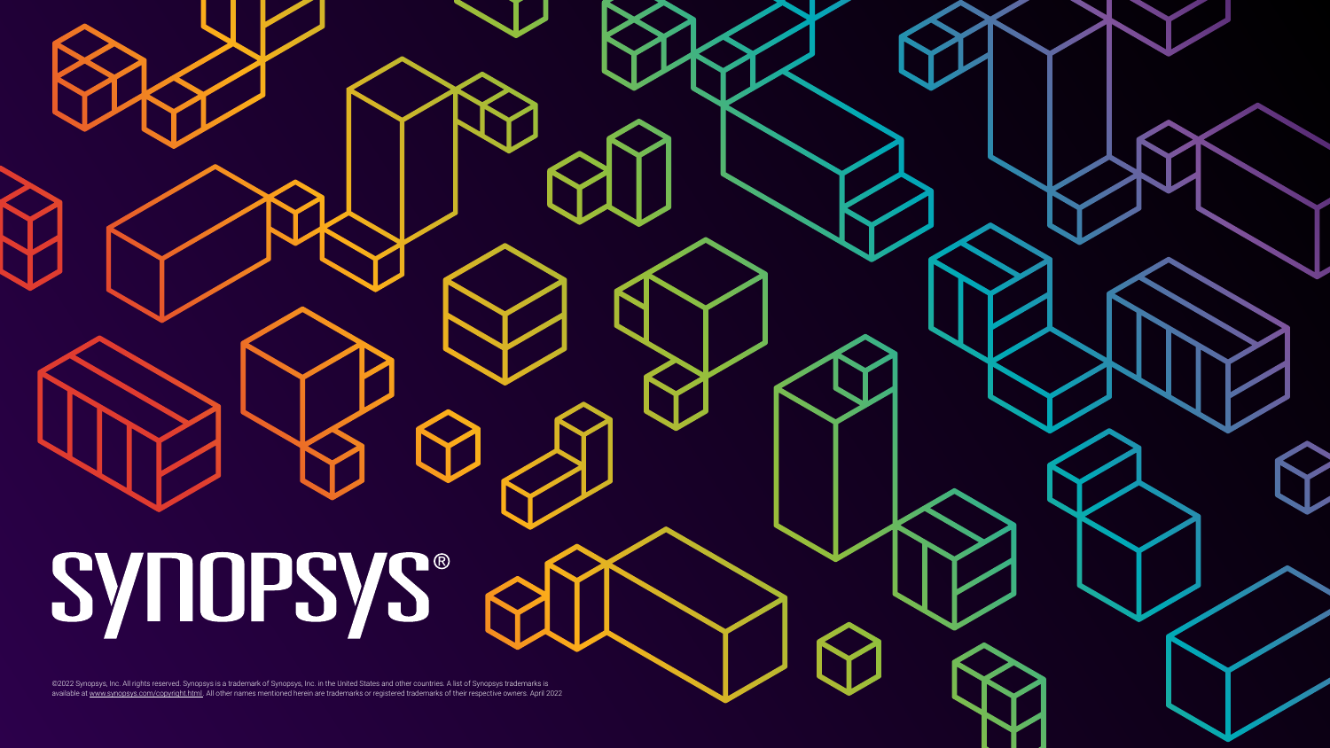SYNOPSYS®

©2022 Synopsys, Inc. All rights reserved. Synopsys is a trademark of Synopsys, Inc. in the United States and other countries. A list of Synopsys trademarks is available at www.synopsys.com/copyright.html. All other names mentioned herein are trademarks or registered trademarks of their respective owners. April 2022